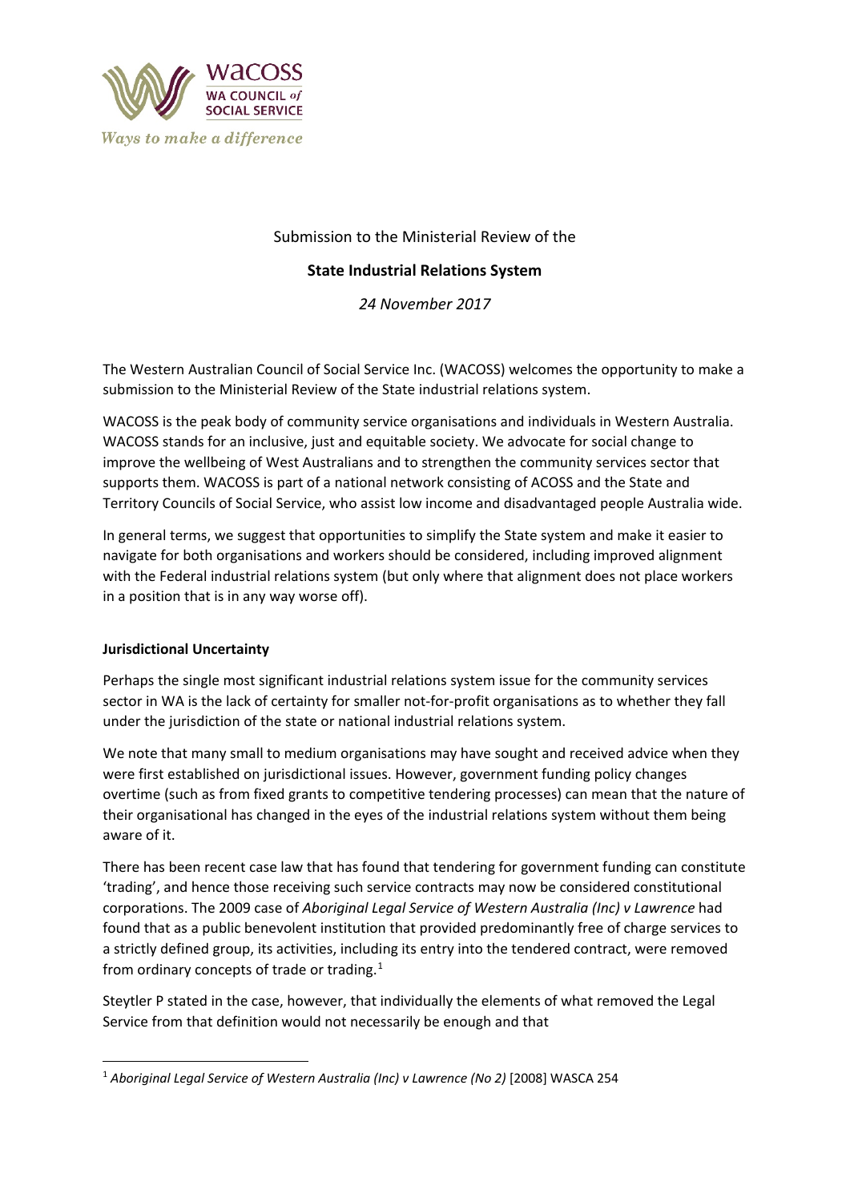WACOSS

WA COUNCIL *of* SOCIAL SERVICE

*Ways to make a difference*

Submission to the Ministerial Review of the

**State Industrial Relations System**

*24 November 2017*

The Western Australian Council of Social Service Inc. (WACOSS) welcomes the opportunity to make a submission to the Ministerial Review of the State industrial relations system.

WACOSS is the peak body of community service organisations and individuals in Western Australia. WACOSS stands for an inclusive, just and equitable society. We advocate for social change to improve the wellbeing of West Australians and to strengthen the community services sector that supports them. WACOSS is part of a national network consisting of ACOSS and the State and Territory Councils of Social Service, who assist low income and disadvantaged people Australia wide.

In general terms, we suggest that opportunities to simplify the State system and make it easier to navigate for both organisations and workers should be considered, including improved alignment with the Federal industrial relations system (but only where that alignment does not place workers in a position that is in any way worse off).

**Jurisdictional Uncertainty**

Perhaps the single most significant industrial relations system issue for the community services sector in WA is the lack of certainty for smaller not-for-profit organisations as to whether they fall under the jurisdiction of the state or national industrial relations system.

We note that many small to medium organisations may have sought and received advice when they were first established on jurisdictional issues. However, government funding policy changes overtime (such as from fixed grants to competitive tendering processes) can mean that the nature of their organisational has changed in the eyes of the industrial relations system without them being aware of it.

There has been recent case law that has found that tendering for government funding can constitute 'trading', and hence those receiving such service contracts may now be considered constitutional corporations. The 2009 case of *Aboriginal Legal Service of Western Australia (Inc) v Lawrence* had found that as a public benevolent institution that provided predominantly free of charge services to a strictly defined group, its activities, including its entry into the tendered contract, were removed from ordinary concepts of trade or trading.[1]

Steytler P stated in the case, however, that individually the elements of what removed the Legal Service from that definition would not necessarily be enough and that

[1] *Aboriginal Legal Service of Western Australia (Inc) v Lawrence (No 2)* [2008] WASCA 254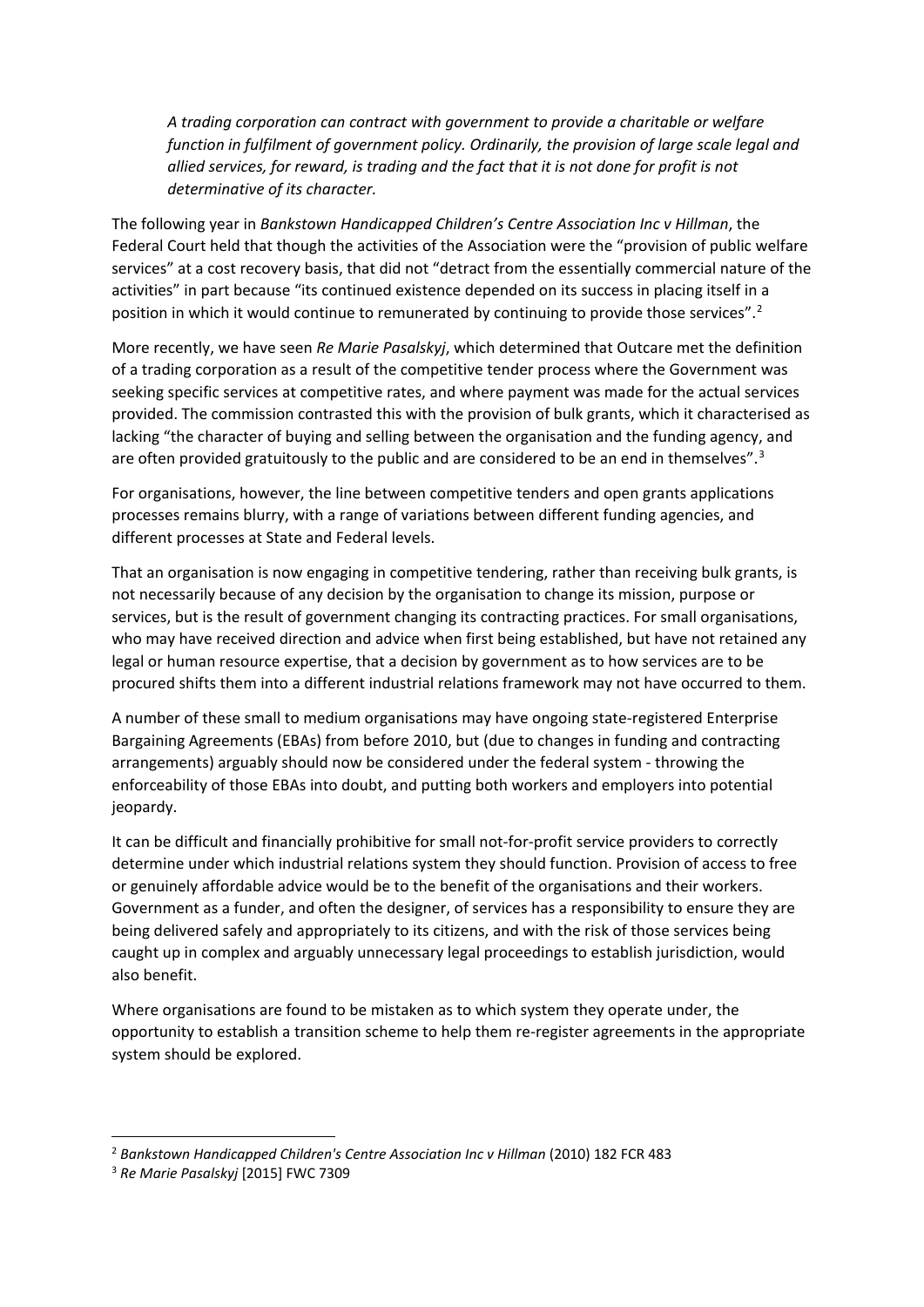> *A trading corporation can contract with government to provide a charitable or welfare function in fulfilment of government policy. Ordinarily, the provision of large scale legal and allied services, for reward, is trading and the fact that it is not done for profit is not determinative of its character.*

The following year in *Bankstown Handicapped Children's Centre Association Inc v Hillman*, the Federal Court held that though the activities of the Association were the "provision of public welfare services" at a cost recovery basis, that did not "detract from the essentially commercial nature of the activities" in part because "its continued existence depended on its success in placing itself in a position in which it would continue to remunerated by continuing to provide those services".[2]

More recently, we have seen *Re Marie Pasalskyj*, which determined that Outcare met the definition of a trading corporation as a result of the competitive tender process where the Government was seeking specific services at competitive rates, and where payment was made for the actual services provided. The commission contrasted this with the provision of bulk grants, which it characterised as lacking "the character of buying and selling between the organisation and the funding agency, and are often provided gratuitously to the public and are considered to be an end in themselves".[3]

For organisations, however, the line between competitive tenders and open grants applications processes remains blurry, with a range of variations between different funding agencies, and different processes at State and Federal levels.

That an organisation is now engaging in competitive tendering, rather than receiving bulk grants, is not necessarily because of any decision by the organisation to change its mission, purpose or services, but is the result of government changing its contracting practices. For small organisations, who may have received direction and advice when first being established, but have not retained any legal or human resource expertise, that a decision by government as to how services are to be procured shifts them into a different industrial relations framework may not have occurred to them.

A number of these small to medium organisations may have ongoing state-registered Enterprise Bargaining Agreements (EBAs) from before 2010, but (due to changes in funding and contracting arrangements) arguably should now be considered under the federal system - throwing the enforceability of those EBAs into doubt, and putting both workers and employers into potential jeopardy.

It can be difficult and financially prohibitive for small not-for-profit service providers to correctly determine under which industrial relations system they should function. Provision of access to free or genuinely affordable advice would be to the benefit of the organisations and their workers. Government as a funder, and often the designer, of services has a responsibility to ensure they are being delivered safely and appropriately to its citizens, and with the risk of those services being caught up in complex and arguably unnecessary legal proceedings to establish jurisdiction, would also benefit.

Where organisations are found to be mistaken as to which system they operate under, the opportunity to establish a transition scheme to help them re-register agreements in the appropriate system should be explored.

---

[2] *Bankstown Handicapped Children's Centre Association Inc v Hillman* (2010) 182 FCR 483

[3] *Re Marie Pasalskyj* [2015] FWC 7309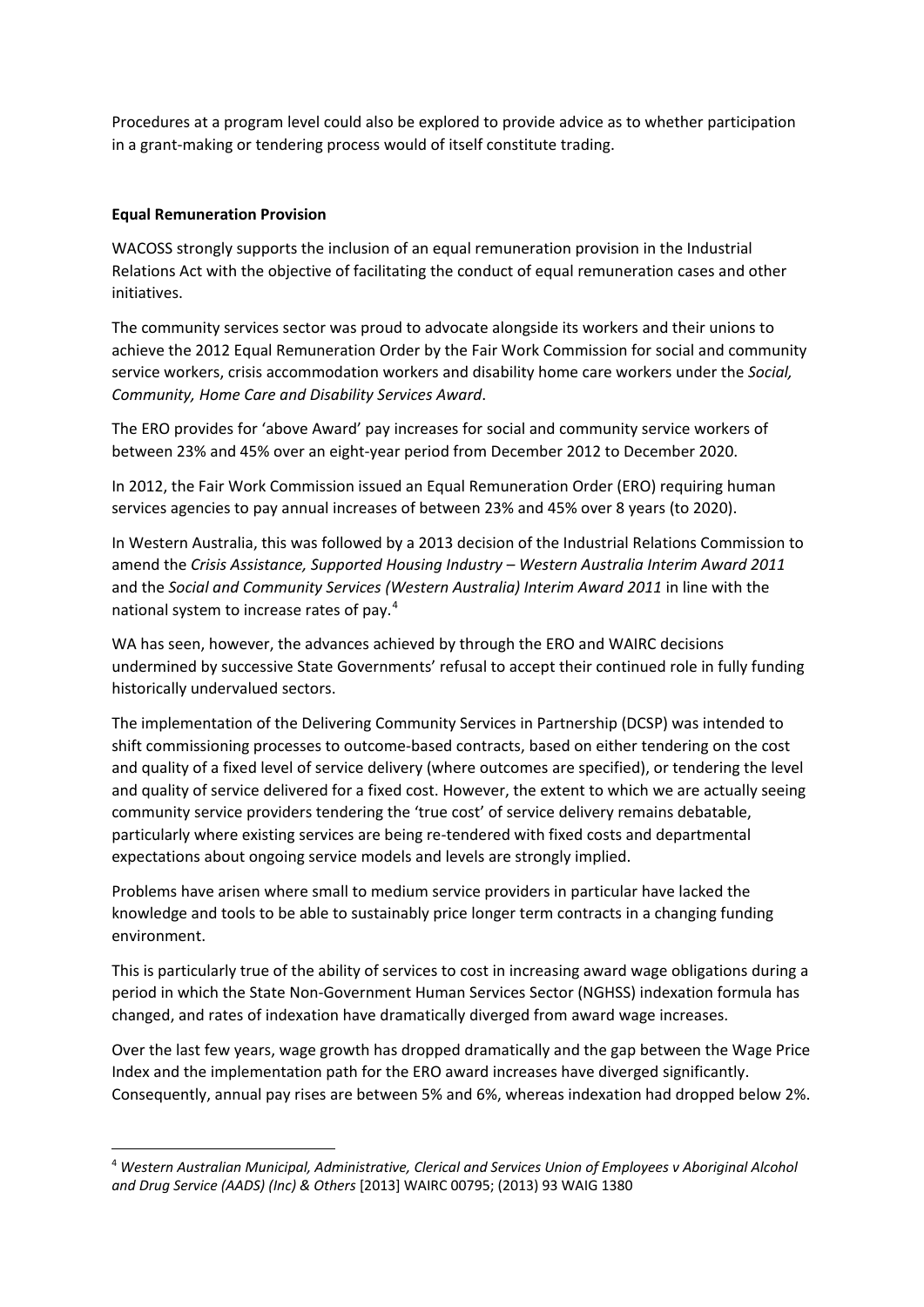Procedures at a program level could also be explored to provide advice as to whether participation in a grant-making or tendering process would of itself constitute trading.

**Equal Remuneration Provision**

WACOSS strongly supports the inclusion of an equal remuneration provision in the Industrial Relations Act with the objective of facilitating the conduct of equal remuneration cases and other initiatives.

The community services sector was proud to advocate alongside its workers and their unions to achieve the 2012 Equal Remuneration Order by the Fair Work Commission for social and community service workers, crisis accommodation workers and disability home care workers under the *Social, Community, Home Care and Disability Services Award*.

The ERO provides for 'above Award' pay increases for social and community service workers of between 23% and 45% over an eight-year period from December 2012 to December 2020.

In 2012, the Fair Work Commission issued an Equal Remuneration Order (ERO) requiring human services agencies to pay annual increases of between 23% and 45% over 8 years (to 2020).

In Western Australia, this was followed by a 2013 decision of the Industrial Relations Commission to amend the *Crisis Assistance, Supported Housing Industry – Western Australia Interim Award 2011* and the *Social and Community Services (Western Australia) Interim Award 2011* in line with the national system to increase rates of pay.[4]

WA has seen, however, the advances achieved by through the ERO and WAIRC decisions undermined by successive State Governments' refusal to accept their continued role in fully funding historically undervalued sectors.

The implementation of the Delivering Community Services in Partnership (DCSP) was intended to shift commissioning processes to outcome-based contracts, based on either tendering on the cost and quality of a fixed level of service delivery (where outcomes are specified), or tendering the level and quality of service delivered for a fixed cost. However, the extent to which we are actually seeing community service providers tendering the 'true cost' of service delivery remains debatable, particularly where existing services are being re-tendered with fixed costs and departmental expectations about ongoing service models and levels are strongly implied.

Problems have arisen where small to medium service providers in particular have lacked the knowledge and tools to be able to sustainably price longer term contracts in a changing funding environment.

This is particularly true of the ability of services to cost in increasing award wage obligations during a period in which the State Non-Government Human Services Sector (NGHSS) indexation formula has changed, and rates of indexation have dramatically diverged from award wage increases.

Over the last few years, wage growth has dropped dramatically and the gap between the Wage Price Index and the implementation path for the ERO award increases have diverged significantly. Consequently, annual pay rises are between 5% and 6%, whereas indexation had dropped below 2%.

[4] *Western Australian Municipal, Administrative, Clerical and Services Union of Employees v Aboriginal Alcohol and Drug Service (AADS) (Inc) & Others* [2013] WAIRC 00795; (2013) 93 WAIG 1380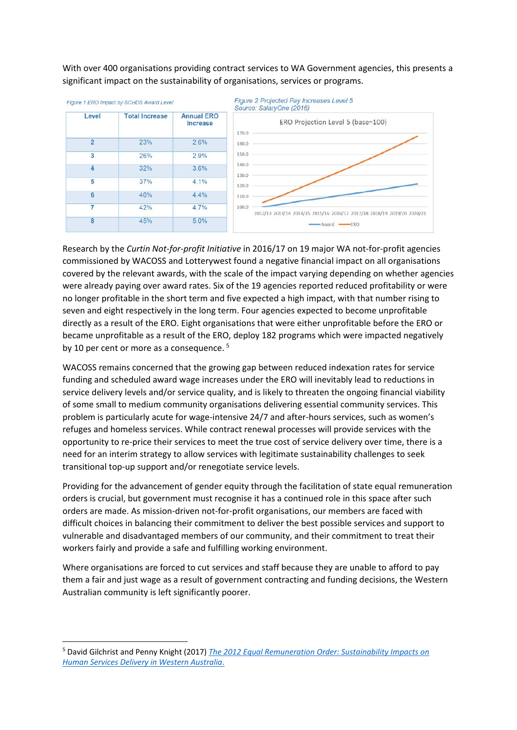With over 400 organisations providing contract services to WA Government agencies, this presents a significant impact on the sustainability of organisations, services or programs.

*Figure 1 ERO Impact by SCHDS Award Level*

| Level | Total Increase | Annual ERO Increase |
|---|---|---|
| 2 | 23% | 2.6% |
| 3 | 26% | 2.9% |
| 4 | 32% | 3.6% |
| 5 | 37% | 4.1% |
| 6 | 40% | 4.4% |
| 7 | 42% | 4.7% |
| 8 | 45% | 5.0% |

*Figure 2 Projected Pay Increases Level 5*
*Source: SalaryOne (2016)*

Research by the *Curtin Not-for-profit Initiative* in 2016/17 on 19 major WA not-for-profit agencies commissioned by WACOSS and Lotterywest found a negative financial impact on all organisations covered by the relevant awards, with the scale of the impact varying depending on whether agencies were already paying over award rates. Six of the 19 agencies reported reduced profitability or were no longer profitable in the short term and five expected a high impact, with that number rising to seven and eight respectively in the long term. Four agencies expected to become unprofitable directly as a result of the ERO. Eight organisations that were either unprofitable before the ERO or became unprofitable as a result of the ERO, deploy 182 programs which were impacted negatively by 10 per cent or more as a consequence. [5]

WACOSS remains concerned that the growing gap between reduced indexation rates for service funding and scheduled award wage increases under the ERO will inevitably lead to reductions in service delivery levels and/or service quality, and is likely to threaten the ongoing financial viability of some small to medium community organisations delivering essential community services. This problem is particularly acute for wage-intensive 24/7 and after-hours services, such as women's refuges and homeless services. While contract renewal processes will provide services with the opportunity to re-price their services to meet the true cost of service delivery over time, there is a need for an interim strategy to allow services with legitimate sustainability challenges to seek transitional top-up support and/or renegotiate service levels.

Providing for the advancement of gender equity through the facilitation of state equal remuneration orders is crucial, but government must recognise it has a continued role in this space after such orders are made. As mission-driven not-for-profit organisations, our members are faced with difficult choices in balancing their commitment to deliver the best possible services and support to vulnerable and disadvantaged members of our community, and their commitment to treat their workers fairly and provide a safe and fulfilling working environment.

Where organisations are forced to cut services and staff because they are unable to afford to pay them a fair and just wage as a result of government contracting and funding decisions, the Western Australian community is left significantly poorer.

---

[5] David Gilchrist and Penny Knight (2017) [The 2012 Equal Remuneration Order: Sustainability Impacts on Human Services Delivery in Western Australia.]()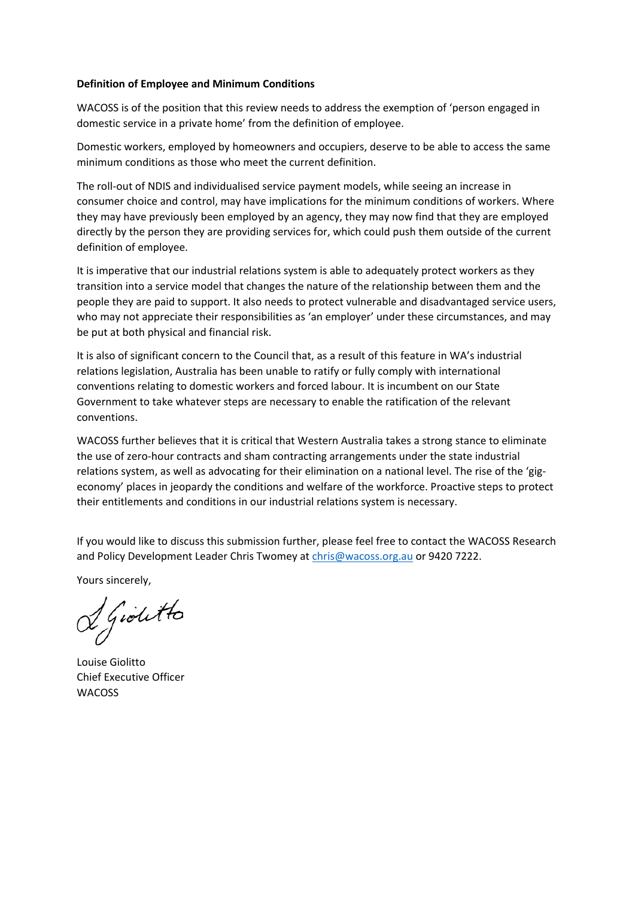**Definition of Employee and Minimum Conditions**

WACOSS is of the position that this review needs to address the exemption of 'person engaged in domestic service in a private home' from the definition of employee.

Domestic workers, employed by homeowners and occupiers, deserve to be able to access the same minimum conditions as those who meet the current definition.

The roll-out of NDIS and individualised service payment models, while seeing an increase in consumer choice and control, may have implications for the minimum conditions of workers. Where they may have previously been employed by an agency, they may now find that they are employed directly by the person they are providing services for, which could push them outside of the current definition of employee.

It is imperative that our industrial relations system is able to adequately protect workers as they transition into a service model that changes the nature of the relationship between them and the people they are paid to support. It also needs to protect vulnerable and disadvantaged service users, who may not appreciate their responsibilities as 'an employer' under these circumstances, and may be put at both physical and financial risk.

It is also of significant concern to the Council that, as a result of this feature in WA's industrial relations legislation, Australia has been unable to ratify or fully comply with international conventions relating to domestic workers and forced labour. It is incumbent on our State Government to take whatever steps are necessary to enable the ratification of the relevant conventions.

WACOSS further believes that it is critical that Western Australia takes a strong stance to eliminate the use of zero-hour contracts and sham contracting arrangements under the state industrial relations system, as well as advocating for their elimination on a national level. The rise of the 'gig-economy' places in jeopardy the conditions and welfare of the workforce. Proactive steps to protect their entitlements and conditions in our industrial relations system is necessary.

If you would like to discuss this submission further, please feel free to contact the WACOSS Research and Policy Development Leader Chris Twomey at chris@wacoss.org.au or 9420 7222.

Yours sincerely,

L Giolitto

Louise Giolitto
Chief Executive Officer
WACOSS